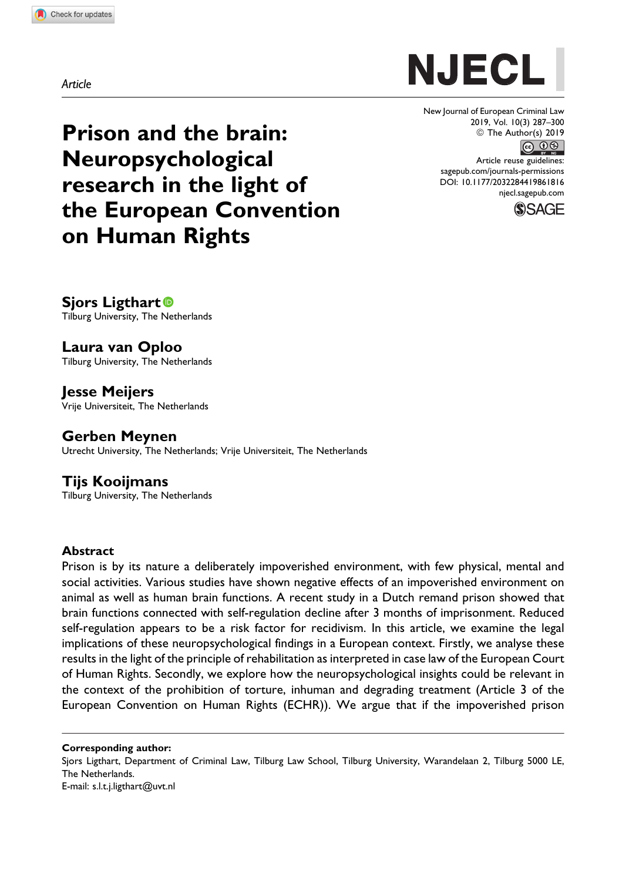*Article*

# Prison and the brain: Neuropsychological research in the light of the European Convention on Human Rights

**Sjors Ligthart**
Tilburg University, The Netherlands

**Laura van Oploo**
Tilburg University, The Netherlands

**Jesse Meijers**
Vrije Universiteit, The Netherlands

**Gerben Meynen**
Utrecht University, The Netherlands; Vrije Universiteit, The Netherlands

**Tijs Kooijmans**
Tilburg University, The Netherlands

## Abstract

Prison is by its nature a deliberately impoverished environment, with few physical, mental and social activities. Various studies have shown negative effects of an impoverished environment on animal as well as human brain functions. A recent study in a Dutch remand prison showed that brain functions connected with self-regulation decline after 3 months of imprisonment. Reduced self-regulation appears to be a risk factor for recidivism. In this article, we examine the legal implications of these neuropsychological findings in a European context. Firstly, we analyse these results in the light of the principle of rehabilitation as interpreted in case law of the European Court of Human Rights. Secondly, we explore how the neuropsychological insights could be relevant in the context of the prohibition of torture, inhuman and degrading treatment (Article 3 of the European Convention on Human Rights (ECHR)). We argue that if the impoverished prison

---

**Corresponding author:**
Sjors Ligthart, Department of Criminal Law, Tilburg Law School, Tilburg University, Warandelaan 2, Tilburg 5000 LE, The Netherlands.
E-mail: s.l.t.j.ligthart@uvt.nl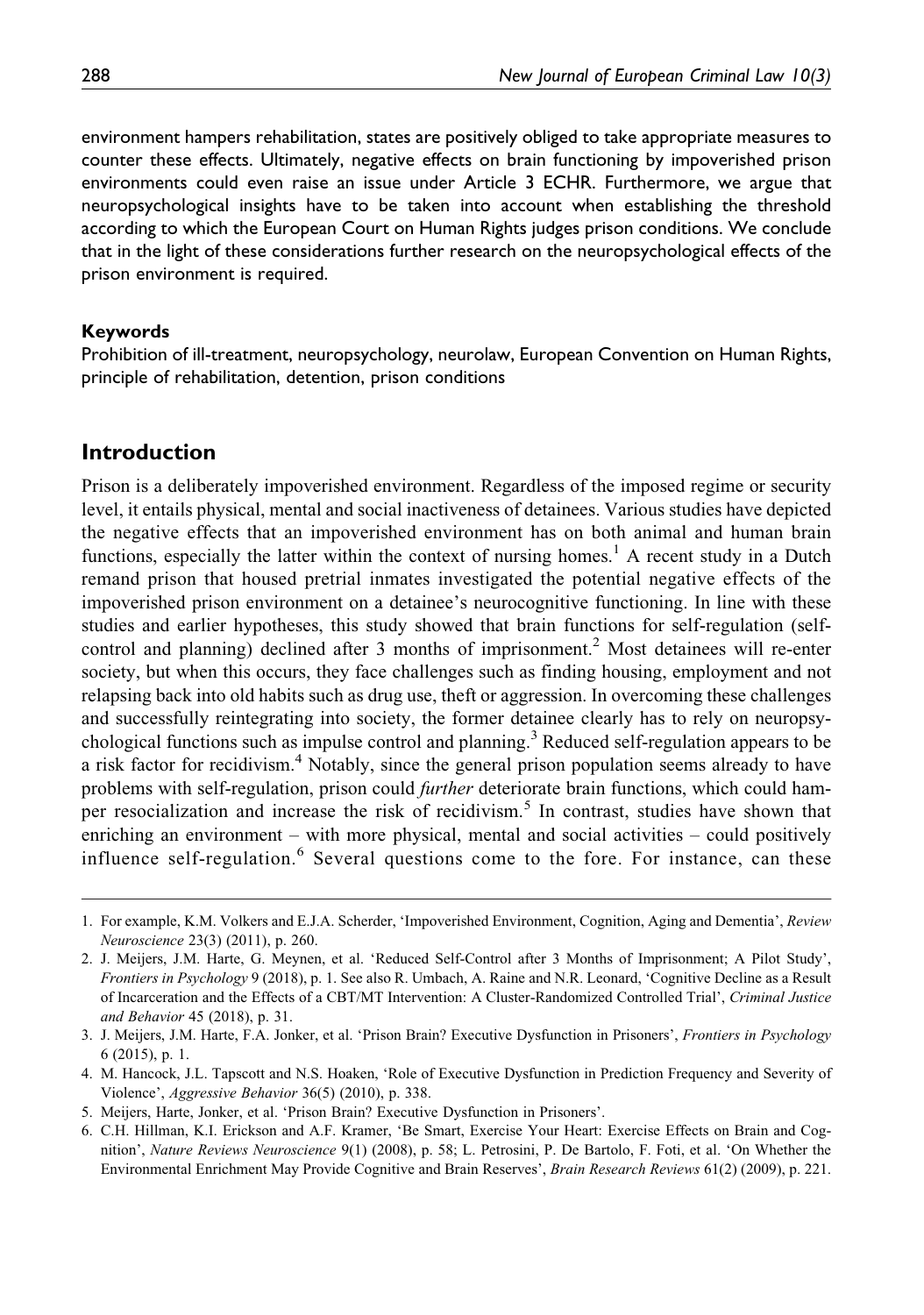environment hampers rehabilitation, states are positively obliged to take appropriate measures to counter these effects. Ultimately, negative effects on brain functioning by impoverished prison environments could even raise an issue under Article 3 ECHR. Furthermore, we argue that neuropsychological insights have to be taken into account when establishing the threshold according to which the European Court on Human Rights judges prison conditions. We conclude that in the light of these considerations further research on the neuropsychological effects of the prison environment is required.

#### Keywords

Prohibition of ill-treatment, neuropsychology, neurolaw, European Convention on Human Rights, principle of rehabilitation, detention, prison conditions

## Introduction

Prison is a deliberately impoverished environment. Regardless of the imposed regime or security level, it entails physical, mental and social inactiveness of detainees. Various studies have depicted the negative effects that an impoverished environment has on both animal and human brain functions, especially the latter within the context of nursing homes.[1] A recent study in a Dutch remand prison that housed pretrial inmates investigated the potential negative effects of the impoverished prison environment on a detainee's neurocognitive functioning. In line with these studies and earlier hypotheses, this study showed that brain functions for self-regulation (self-control and planning) declined after 3 months of imprisonment.[2] Most detainees will re-enter society, but when this occurs, they face challenges such as finding housing, employment and not relapsing back into old habits such as drug use, theft or aggression. In overcoming these challenges and successfully reintegrating into society, the former detainee clearly has to rely on neuropsychological functions such as impulse control and planning.[3] Reduced self-regulation appears to be a risk factor for recidivism.[4] Notably, since the general prison population seems already to have problems with self-regulation, prison could *further* deteriorate brain functions, which could hamper resocialization and increase the risk of recidivism.[5] In contrast, studies have shown that enriching an environment – with more physical, mental and social activities – could positively influence self-regulation.[6] Several questions come to the fore. For instance, can these

1. For example, K.M. Volkers and E.J.A. Scherder, 'Impoverished Environment, Cognition, Aging and Dementia', *Review Neuroscience* 23(3) (2011), p. 260.
2. J. Meijers, J.M. Harte, G. Meynen, et al. 'Reduced Self-Control after 3 Months of Imprisonment; A Pilot Study', *Frontiers in Psychology* 9 (2018), p. 1. See also R. Umbach, A. Raine and N.R. Leonard, 'Cognitive Decline as a Result of Incarceration and the Effects of a CBT/MT Intervention: A Cluster-Randomized Controlled Trial', *Criminal Justice and Behavior* 45 (2018), p. 31.
3. J. Meijers, J.M. Harte, F.A. Jonker, et al. 'Prison Brain? Executive Dysfunction in Prisoners', *Frontiers in Psychology* 6 (2015), p. 1.
4. M. Hancock, J.L. Tapscott and N.S. Hoaken, 'Role of Executive Dysfunction in Prediction Frequency and Severity of Violence', *Aggressive Behavior* 36(5) (2010), p. 338.
5. Meijers, Harte, Jonker, et al. 'Prison Brain? Executive Dysfunction in Prisoners'.
6. C.H. Hillman, K.I. Erickson and A.F. Kramer, 'Be Smart, Exercise Your Heart: Exercise Effects on Brain and Cognition', *Nature Reviews Neuroscience* 9(1) (2008), p. 58; L. Petrosini, P. De Bartolo, F. Foti, et al. 'On Whether the Environmental Enrichment May Provide Cognitive and Brain Reserves', *Brain Research Reviews* 61(2) (2009), p. 221.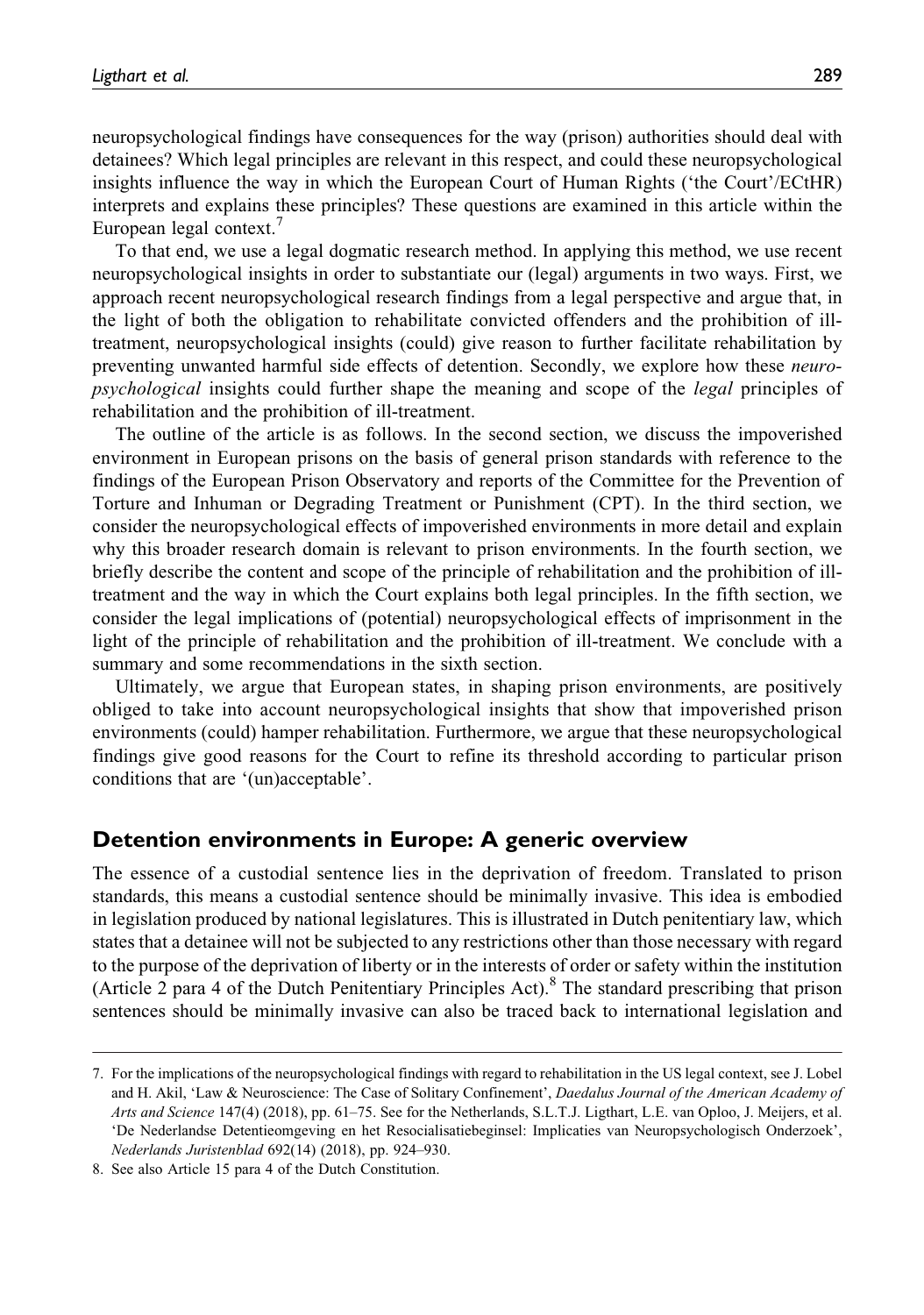neuropsychological findings have consequences for the way (prison) authorities should deal with detainees? Which legal principles are relevant in this respect, and could these neuropsychological insights influence the way in which the European Court of Human Rights ('the Court'/ECtHR) interprets and explains these principles? These questions are examined in this article within the European legal context.[7]

To that end, we use a legal dogmatic research method. In applying this method, we use recent neuropsychological insights in order to substantiate our (legal) arguments in two ways. First, we approach recent neuropsychological research findings from a legal perspective and argue that, in the light of both the obligation to rehabilitate convicted offenders and the prohibition of ill-treatment, neuropsychological insights (could) give reason to further facilitate rehabilitation by preventing unwanted harmful side effects of detention. Secondly, we explore how these *neuropsychological* insights could further shape the meaning and scope of the *legal* principles of rehabilitation and the prohibition of ill-treatment.

The outline of the article is as follows. In the second section, we discuss the impoverished environment in European prisons on the basis of general prison standards with reference to the findings of the European Prison Observatory and reports of the Committee for the Prevention of Torture and Inhuman or Degrading Treatment or Punishment (CPT). In the third section, we consider the neuropsychological effects of impoverished environments in more detail and explain why this broader research domain is relevant to prison environments. In the fourth section, we briefly describe the content and scope of the principle of rehabilitation and the prohibition of ill-treatment and the way in which the Court explains both legal principles. In the fifth section, we consider the legal implications of (potential) neuropsychological effects of imprisonment in the light of the principle of rehabilitation and the prohibition of ill-treatment. We conclude with a summary and some recommendations in the sixth section.

Ultimately, we argue that European states, in shaping prison environments, are positively obliged to take into account neuropsychological insights that show that impoverished prison environments (could) hamper rehabilitation. Furthermore, we argue that these neuropsychological findings give good reasons for the Court to refine its threshold according to particular prison conditions that are '(un)acceptable'.

## Detention environments in Europe: A generic overview

The essence of a custodial sentence lies in the deprivation of freedom. Translated to prison standards, this means a custodial sentence should be minimally invasive. This idea is embodied in legislation produced by national legislatures. This is illustrated in Dutch penitentiary law, which states that a detainee will not be subjected to any restrictions other than those necessary with regard to the purpose of the deprivation of liberty or in the interests of order or safety within the institution (Article 2 para 4 of the Dutch Penitentiary Principles Act).[8] The standard prescribing that prison sentences should be minimally invasive can also be traced back to international legislation and

7. For the implications of the neuropsychological findings with regard to rehabilitation in the US legal context, see J. Lobel and H. Akil, 'Law & Neuroscience: The Case of Solitary Confinement', *Daedalus Journal of the American Academy of Arts and Science* 147(4) (2018), pp. 61–75. See for the Netherlands, S.L.T.J. Ligthart, L.E. van Oploo, J. Meijers, et al. 'De Nederlandse Detentieomgeving en het Resocialisatiebeginsel: Implicaties van Neuropsychologisch Onderzoek', *Nederlands Juristenblad* 692(14) (2018), pp. 924–930.

8. See also Article 15 para 4 of the Dutch Constitution.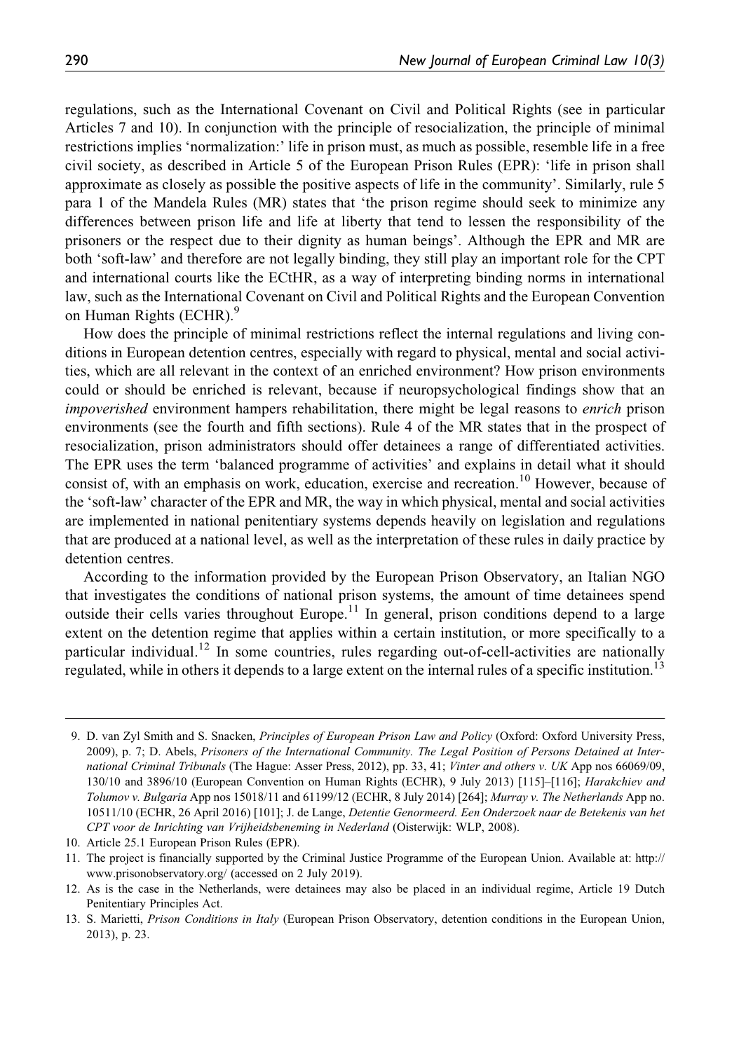regulations, such as the International Covenant on Civil and Political Rights (see in particular Articles 7 and 10). In conjunction with the principle of resocialization, the principle of minimal restrictions implies 'normalization:' life in prison must, as much as possible, resemble life in a free civil society, as described in Article 5 of the European Prison Rules (EPR): 'life in prison shall approximate as closely as possible the positive aspects of life in the community'. Similarly, rule 5 para 1 of the Mandela Rules (MR) states that 'the prison regime should seek to minimize any differences between prison life and life at liberty that tend to lessen the responsibility of the prisoners or the respect due to their dignity as human beings'. Although the EPR and MR are both 'soft-law' and therefore are not legally binding, they still play an important role for the CPT and international courts like the ECtHR, as a way of interpreting binding norms in international law, such as the International Covenant on Civil and Political Rights and the European Convention on Human Rights (ECHR).[9]

How does the principle of minimal restrictions reflect the internal regulations and living conditions in European detention centres, especially with regard to physical, mental and social activities, which are all relevant in the context of an enriched environment? How prison environments could or should be enriched is relevant, because if neuropsychological findings show that an *impoverished* environment hampers rehabilitation, there might be legal reasons to *enrich* prison environments (see the fourth and fifth sections). Rule 4 of the MR states that in the prospect of resocialization, prison administrators should offer detainees a range of differentiated activities. The EPR uses the term 'balanced programme of activities' and explains in detail what it should consist of, with an emphasis on work, education, exercise and recreation.[10] However, because of the 'soft-law' character of the EPR and MR, the way in which physical, mental and social activities are implemented in national penitentiary systems depends heavily on legislation and regulations that are produced at a national level, as well as the interpretation of these rules in daily practice by detention centres.

According to the information provided by the European Prison Observatory, an Italian NGO that investigates the conditions of national prison systems, the amount of time detainees spend outside their cells varies throughout Europe.[11] In general, prison conditions depend to a large extent on the detention regime that applies within a certain institution, or more specifically to a particular individual.[12] In some countries, rules regarding out-of-cell-activities are nationally regulated, while in others it depends to a large extent on the internal rules of a specific institution.[13]

---

9. D. van Zyl Smith and S. Snacken, *Principles of European Prison Law and Policy* (Oxford: Oxford University Press, 2009), p. 7; D. Abels, *Prisoners of the International Community. The Legal Position of Persons Detained at International Criminal Tribunals* (The Hague: Asser Press, 2012), pp. 33, 41; *Vinter and others v. UK* App nos 66069/09, 130/10 and 3896/10 (European Convention on Human Rights (ECHR), 9 July 2013) [115]–[116]; *Harakchiev and Tolumov v. Bulgaria* App nos 15018/11 and 61199/12 (ECHR, 8 July 2014) [264]; *Murray v. The Netherlands* App no. 10511/10 (ECHR, 26 April 2016) [101]; J. de Lange, *Detentie Genormeerd. Een Onderzoek naar de Betekenis van het CPT voor de Inrichting van Vrijheidsbeneming in Nederland* (Oisterwijk: WLP, 2008).
10. Article 25.1 European Prison Rules (EPR).
11. The project is financially supported by the Criminal Justice Programme of the European Union. Available at: http://www.prisonobservatory.org/ (accessed on 2 July 2019).
12. As is the case in the Netherlands, were detainees may also be placed in an individual regime, Article 19 Dutch Penitentiary Principles Act.
13. S. Marietti, *Prison Conditions in Italy* (European Prison Observatory, detention conditions in the European Union, 2013), p. 23.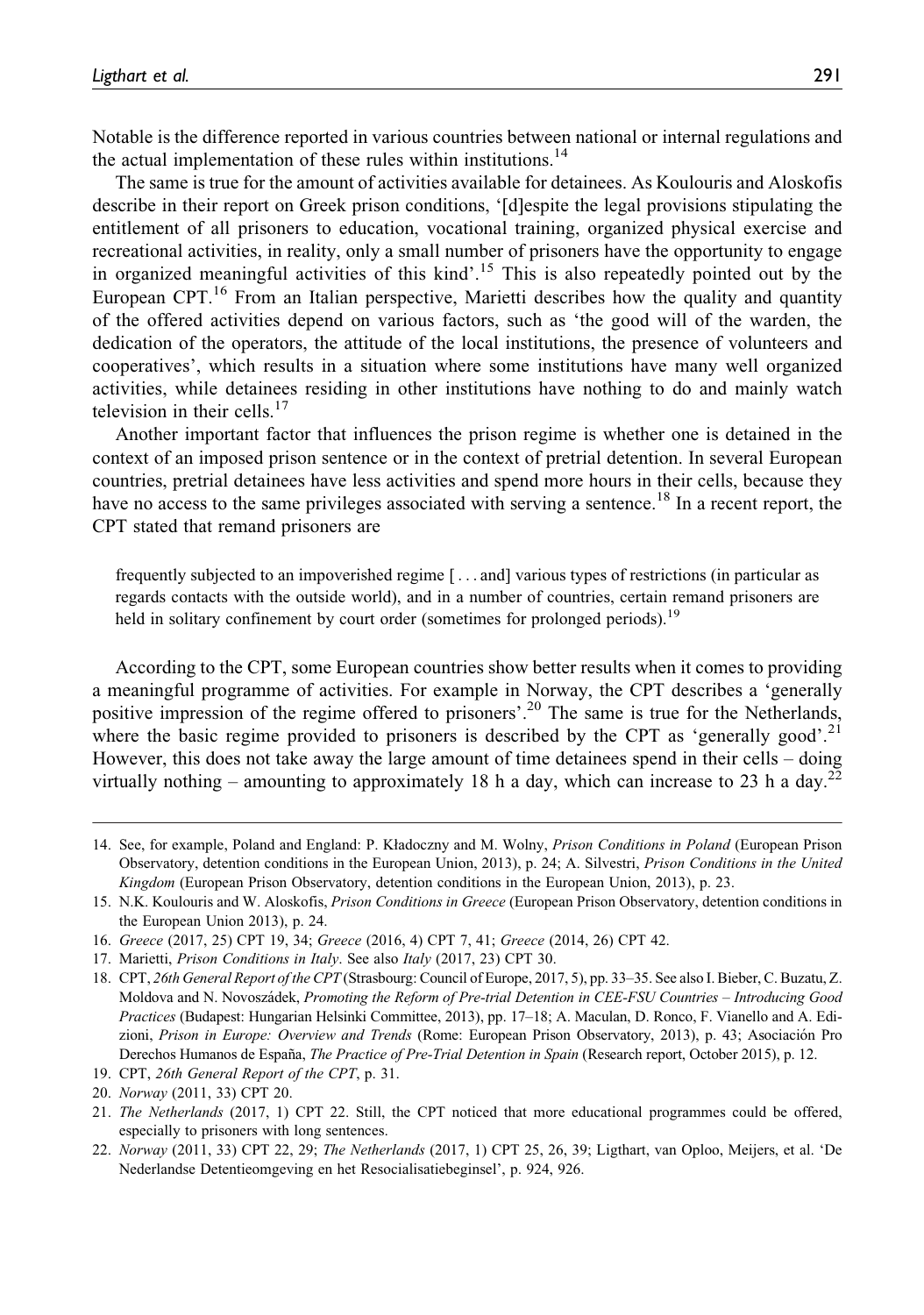Notable is the difference reported in various countries between national or internal regulations and the actual implementation of these rules within institutions.[14]

The same is true for the amount of activities available for detainees. As Koulouris and Aloskofis describe in their report on Greek prison conditions, '[d]espite the legal provisions stipulating the entitlement of all prisoners to education, vocational training, organized physical exercise and recreational activities, in reality, only a small number of prisoners have the opportunity to engage in organized meaningful activities of this kind'.[15] This is also repeatedly pointed out by the European CPT.[16] From an Italian perspective, Marietti describes how the quality and quantity of the offered activities depend on various factors, such as 'the good will of the warden, the dedication of the operators, the attitude of the local institutions, the presence of volunteers and cooperatives', which results in a situation where some institutions have many well organized activities, while detainees residing in other institutions have nothing to do and mainly watch television in their cells.[17]

Another important factor that influences the prison regime is whether one is detained in the context of an imposed prison sentence or in the context of pretrial detention. In several European countries, pretrial detainees have less activities and spend more hours in their cells, because they have no access to the same privileges associated with serving a sentence.[18] In a recent report, the CPT stated that remand prisoners are

> frequently subjected to an impoverished regime [ . . . and] various types of restrictions (in particular as regards contacts with the outside world), and in a number of countries, certain remand prisoners are held in solitary confinement by court order (sometimes for prolonged periods).[19]

According to the CPT, some European countries show better results when it comes to providing a meaningful programme of activities. For example in Norway, the CPT describes a 'generally positive impression of the regime offered to prisoners'.[20] The same is true for the Netherlands, where the basic regime provided to prisoners is described by the CPT as 'generally good'.[21] However, this does not take away the large amount of time detainees spend in their cells – doing virtually nothing – amounting to approximately 18 h a day, which can increase to 23 h a day.[22]

---

14. See, for example, Poland and England: P. Kładoczny and M. Wolny, *Prison Conditions in Poland* (European Prison Observatory, detention conditions in the European Union, 2013), p. 24; A. Silvestri, *Prison Conditions in the United Kingdom* (European Prison Observatory, detention conditions in the European Union, 2013), p. 23.
15. N.K. Koulouris and W. Aloskofis, *Prison Conditions in Greece* (European Prison Observatory, detention conditions in the European Union 2013), p. 24.
16. *Greece* (2017, 25) CPT 19, 34; *Greece* (2016, 4) CPT 7, 41; *Greece* (2014, 26) CPT 42.
17. Marietti, *Prison Conditions in Italy*. See also *Italy* (2017, 23) CPT 30.
18. CPT, *26th General Report of the CPT* (Strasbourg: Council of Europe, 2017, 5), pp. 33–35. See also I. Bieber, C. Buzatu, Z. Moldova and N. Novoszádek, *Promoting the Reform of Pre-trial Detention in CEE-FSU Countries – Introducing Good Practices* (Budapest: Hungarian Helsinki Committee, 2013), pp. 17–18; A. Maculan, D. Ronco, F. Vianello and A. Edizioni, *Prison in Europe: Overview and Trends* (Rome: European Prison Observatory, 2013), p. 43; Asociación Pro Derechos Humanos de España, *The Practice of Pre-Trial Detention in Spain* (Research report, October 2015), p. 12.
19. CPT, *26th General Report of the CPT*, p. 31.
20. *Norway* (2011, 33) CPT 20.
21. *The Netherlands* (2017, 1) CPT 22. Still, the CPT noticed that more educational programmes could be offered, especially to prisoners with long sentences.
22. *Norway* (2011, 33) CPT 22, 29; *The Netherlands* (2017, 1) CPT 25, 26, 39; Ligthart, van Oploo, Meijers, et al. 'De Nederlandse Detentieomgeving en het Resocialisatiebeginsel', p. 924, 926.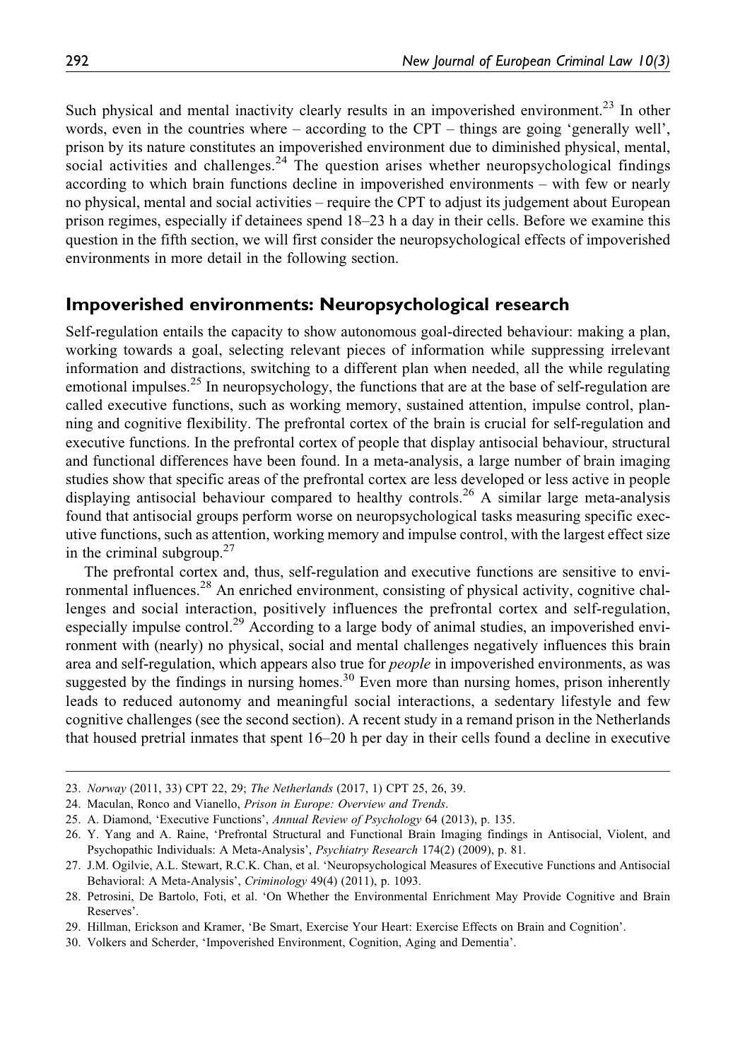Such physical and mental inactivity clearly results in an impoverished environment.[23] In other words, even in the countries where – according to the CPT – things are going 'generally well', prison by its nature constitutes an impoverished environment due to diminished physical, mental, social activities and challenges.[24] The question arises whether neuropsychological findings according to which brain functions decline in impoverished environments – with few or nearly no physical, mental and social activities – require the CPT to adjust its judgement about European prison regimes, especially if detainees spend 18–23 h a day in their cells. Before we examine this question in the fifth section, we will first consider the neuropsychological effects of impoverished environments in more detail in the following section.

## Impoverished environments: Neuropsychological research

Self-regulation entails the capacity to show autonomous goal-directed behaviour: making a plan, working towards a goal, selecting relevant pieces of information while suppressing irrelevant information and distractions, switching to a different plan when needed, all the while regulating emotional impulses.[25] In neuropsychology, the functions that are at the base of self-regulation are called executive functions, such as working memory, sustained attention, impulse control, planning and cognitive flexibility. The prefrontal cortex of the brain is crucial for self-regulation and executive functions. In the prefrontal cortex of people that display antisocial behaviour, structural and functional differences have been found. In a meta-analysis, a large number of brain imaging studies show that specific areas of the prefrontal cortex are less developed or less active in people displaying antisocial behaviour compared to healthy controls.[26] A similar large meta-analysis found that antisocial groups perform worse on neuropsychological tasks measuring specific executive functions, such as attention, working memory and impulse control, with the largest effect size in the criminal subgroup.[27]

The prefrontal cortex and, thus, self-regulation and executive functions are sensitive to environmental influences.[28] An enriched environment, consisting of physical activity, cognitive challenges and social interaction, positively influences the prefrontal cortex and self-regulation, especially impulse control.[29] According to a large body of animal studies, an impoverished environment with (nearly) no physical, social and mental challenges negatively influences this brain area and self-regulation, which appears also true for *people* in impoverished environments, as was suggested by the findings in nursing homes.[30] Even more than nursing homes, prison inherently leads to reduced autonomy and meaningful social interactions, a sedentary lifestyle and few cognitive challenges (see the second section). A recent study in a remand prison in the Netherlands that housed pretrial inmates that spent 16–20 h per day in their cells found a decline in executive

---

23. *Norway* (2011, 33) CPT 22, 29; *The Netherlands* (2017, 1) CPT 25, 26, 39.
24. Maculan, Ronco and Vianello, *Prison in Europe: Overview and Trends*.
25. A. Diamond, 'Executive Functions', *Annual Review of Psychology* 64 (2013), p. 135.
26. Y. Yang and A. Raine, 'Prefrontal Structural and Functional Brain Imaging findings in Antisocial, Violent, and Psychopathic Individuals: A Meta-Analysis', *Psychiatry Research* 174(2) (2009), p. 81.
27. J.M. Ogilvie, A.L. Stewart, R.C.K. Chan, et al. 'Neuropsychological Measures of Executive Functions and Antisocial Behavioral: A Meta-Analysis', *Criminology* 49(4) (2011), p. 1093.
28. Petrosini, De Bartolo, Foti, et al. 'On Whether the Environmental Enrichment May Provide Cognitive and Brain Reserves'.
29. Hillman, Erickson and Kramer, 'Be Smart, Exercise Your Heart: Exercise Effects on Brain and Cognition'.
30. Volkers and Scherder, 'Impoverished Environment, Cognition, Aging and Dementia'.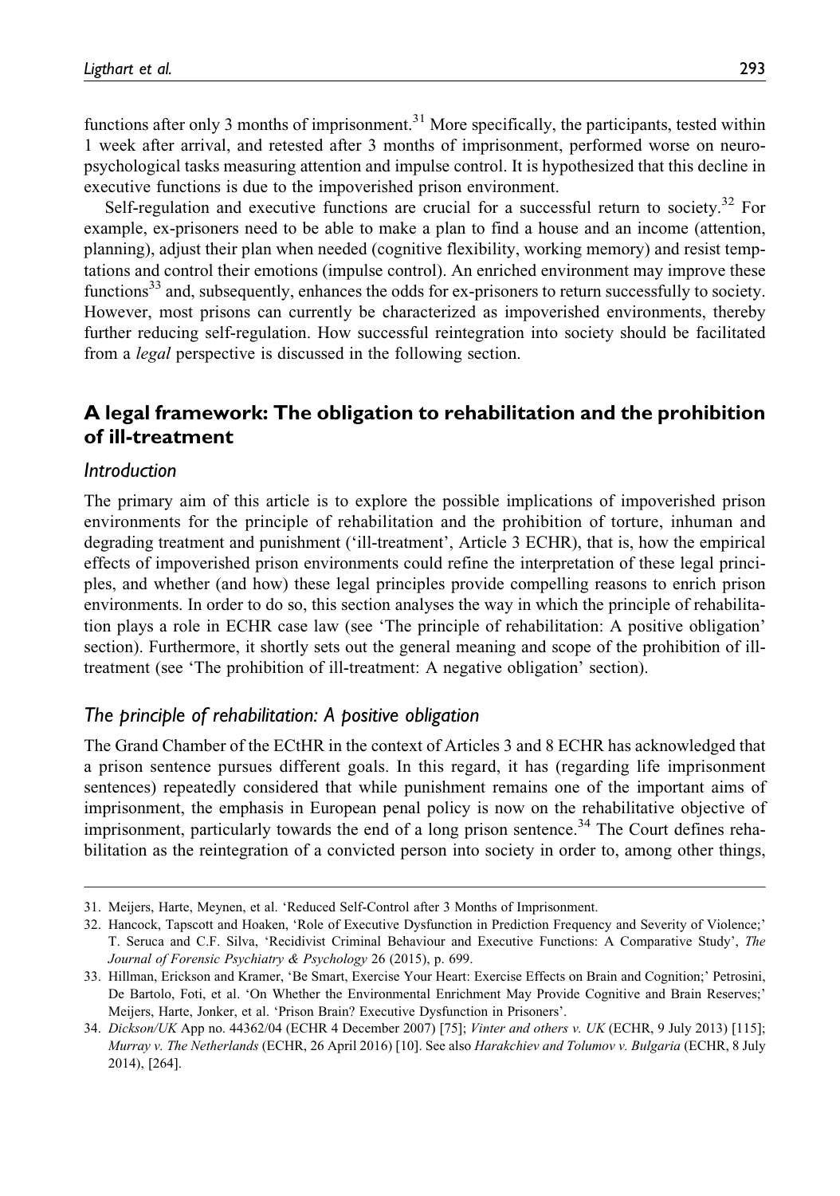functions after only 3 months of imprisonment.[31] More specifically, the participants, tested within 1 week after arrival, and retested after 3 months of imprisonment, performed worse on neuropsychological tasks measuring attention and impulse control. It is hypothesized that this decline in executive functions is due to the impoverished prison environment.

Self-regulation and executive functions are crucial for a successful return to society.[32] For example, ex-prisoners need to be able to make a plan to find a house and an income (attention, planning), adjust their plan when needed (cognitive flexibility, working memory) and resist temptations and control their emotions (impulse control). An enriched environment may improve these functions[33] and, subsequently, enhances the odds for ex-prisoners to return successfully to society. However, most prisons can currently be characterized as impoverished environments, thereby further reducing self-regulation. How successful reintegration into society should be facilitated from a *legal* perspective is discussed in the following section.

## A legal framework: The obligation to rehabilitation and the prohibition of ill-treatment

### Introduction

The primary aim of this article is to explore the possible implications of impoverished prison environments for the principle of rehabilitation and the prohibition of torture, inhuman and degrading treatment and punishment ('ill-treatment', Article 3 ECHR), that is, how the empirical effects of impoverished prison environments could refine the interpretation of these legal principles, and whether (and how) these legal principles provide compelling reasons to enrich prison environments. In order to do so, this section analyses the way in which the principle of rehabilitation plays a role in ECHR case law (see 'The principle of rehabilitation: A positive obligation' section). Furthermore, it shortly sets out the general meaning and scope of the prohibition of ill-treatment (see 'The prohibition of ill-treatment: A negative obligation' section).

### The principle of rehabilitation: A positive obligation

The Grand Chamber of the ECtHR in the context of Articles 3 and 8 ECHR has acknowledged that a prison sentence pursues different goals. In this regard, it has (regarding life imprisonment sentences) repeatedly considered that while punishment remains one of the important aims of imprisonment, the emphasis in European penal policy is now on the rehabilitative objective of imprisonment, particularly towards the end of a long prison sentence.[34] The Court defines rehabilitation as the reintegration of a convicted person into society in order to, among other things,

---

31. Meijers, Harte, Meynen, et al. 'Reduced Self-Control after 3 Months of Imprisonment.
32. Hancock, Tapscott and Hoaken, 'Role of Executive Dysfunction in Prediction Frequency and Severity of Violence;' T. Seruca and C.F. Silva, 'Recidivist Criminal Behaviour and Executive Functions: A Comparative Study', *The Journal of Forensic Psychiatry & Psychology* 26 (2015), p. 699.
33. Hillman, Erickson and Kramer, 'Be Smart, Exercise Your Heart: Exercise Effects on Brain and Cognition;' Petrosini, De Bartolo, Foti, et al. 'On Whether the Environmental Enrichment May Provide Cognitive and Brain Reserves;' Meijers, Harte, Jonker, et al. 'Prison Brain? Executive Dysfunction in Prisoners'.
34. *Dickson/UK* App no. 44362/04 (ECHR 4 December 2007) [75]; *Vinter and others v. UK* (ECHR, 9 July 2013) [115]; *Murray v. The Netherlands* (ECHR, 26 April 2016) [10]. See also *Harakchiev and Tolumov v. Bulgaria* (ECHR, 8 July 2014), [264].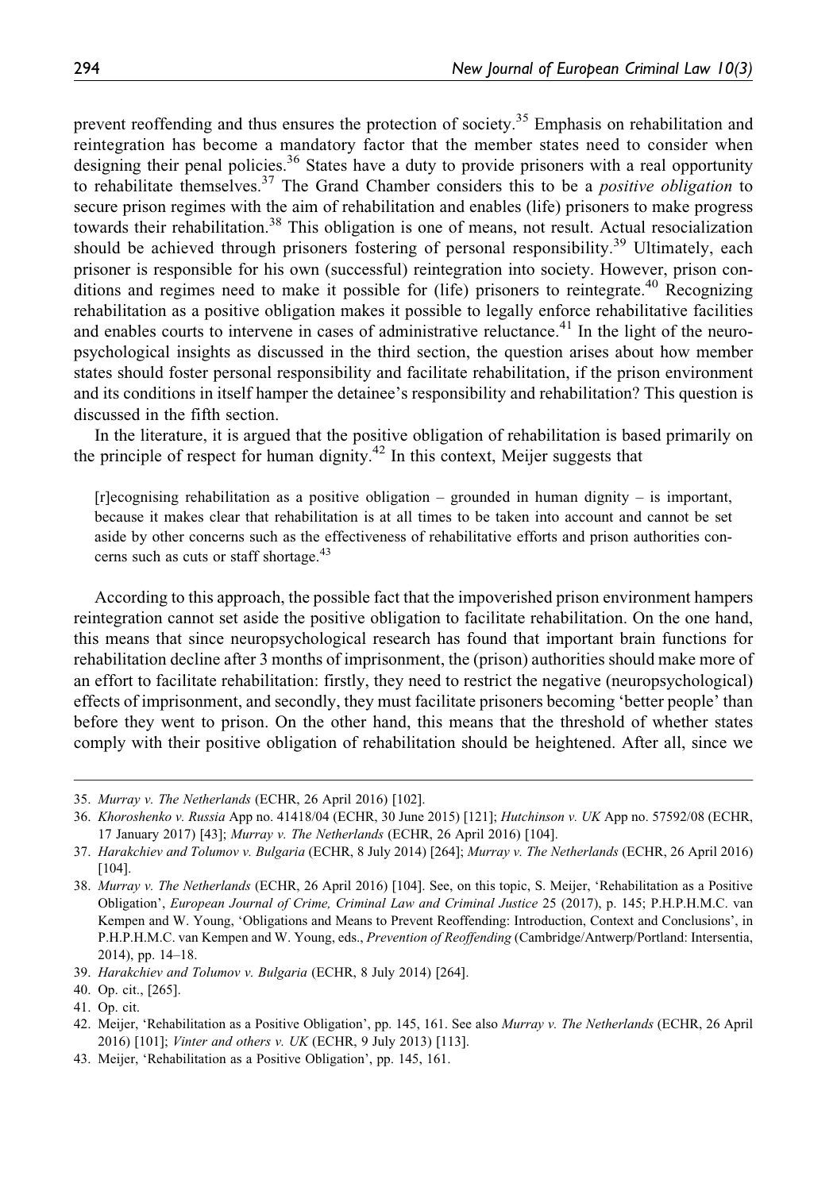prevent reoffending and thus ensures the protection of society.[35] Emphasis on rehabilitation and reintegration has become a mandatory factor that the member states need to consider when designing their penal policies.[36] States have a duty to provide prisoners with a real opportunity to rehabilitate themselves.[37] The Grand Chamber considers this to be a *positive obligation* to secure prison regimes with the aim of rehabilitation and enables (life) prisoners to make progress towards their rehabilitation.[38] This obligation is one of means, not result. Actual resocialization should be achieved through prisoners fostering of personal responsibility.[39] Ultimately, each prisoner is responsible for his own (successful) reintegration into society. However, prison conditions and regimes need to make it possible for (life) prisoners to reintegrate.[40] Recognizing rehabilitation as a positive obligation makes it possible to legally enforce rehabilitative facilities and enables courts to intervene in cases of administrative reluctance.[41] In the light of the neuropsychological insights as discussed in the third section, the question arises about how member states should foster personal responsibility and facilitate rehabilitation, if the prison environment and its conditions in itself hamper the detainee's responsibility and rehabilitation? This question is discussed in the fifth section.

In the literature, it is argued that the positive obligation of rehabilitation is based primarily on the principle of respect for human dignity.[42] In this context, Meijer suggests that

> [r]ecognising rehabilitation as a positive obligation – grounded in human dignity – is important, because it makes clear that rehabilitation is at all times to be taken into account and cannot be set aside by other concerns such as the effectiveness of rehabilitative efforts and prison authorities concerns such as cuts or staff shortage.[43]

According to this approach, the possible fact that the impoverished prison environment hampers reintegration cannot set aside the positive obligation to facilitate rehabilitation. On the one hand, this means that since neuropsychological research has found that important brain functions for rehabilitation decline after 3 months of imprisonment, the (prison) authorities should make more of an effort to facilitate rehabilitation: firstly, they need to restrict the negative (neuropsychological) effects of imprisonment, and secondly, they must facilitate prisoners becoming 'better people' than before they went to prison. On the other hand, this means that the threshold of whether states comply with their positive obligation of rehabilitation should be heightened. After all, since we

---

35. *Murray v. The Netherlands* (ECHR, 26 April 2016) [102].
36. *Khoroshenko v. Russia* App no. 41418/04 (ECHR, 30 June 2015) [121]; *Hutchinson v. UK* App no. 57592/08 (ECHR, 17 January 2017) [43]; *Murray v. The Netherlands* (ECHR, 26 April 2016) [104].
37. *Harakchiev and Tolumov v. Bulgaria* (ECHR, 8 July 2014) [264]; *Murray v. The Netherlands* (ECHR, 26 April 2016) [104].
38. *Murray v. The Netherlands* (ECHR, 26 April 2016) [104]. See, on this topic, S. Meijer, 'Rehabilitation as a Positive Obligation', *European Journal of Crime, Criminal Law and Criminal Justice* 25 (2017), p. 145; P.H.P.H.M.C. van Kempen and W. Young, 'Obligations and Means to Prevent Reoffending: Introduction, Context and Conclusions', in P.H.P.H.M.C. van Kempen and W. Young, eds., *Prevention of Reoffending* (Cambridge/Antwerp/Portland: Intersentia, 2014), pp. 14–18.
39. *Harakchiev and Tolumov v. Bulgaria* (ECHR, 8 July 2014) [264].
40. Op. cit., [265].
41. Op. cit.
42. Meijer, 'Rehabilitation as a Positive Obligation', pp. 145, 161. See also *Murray v. The Netherlands* (ECHR, 26 April 2016) [101]; *Vinter and others v. UK* (ECHR, 9 July 2013) [113].
43. Meijer, 'Rehabilitation as a Positive Obligation', pp. 145, 161.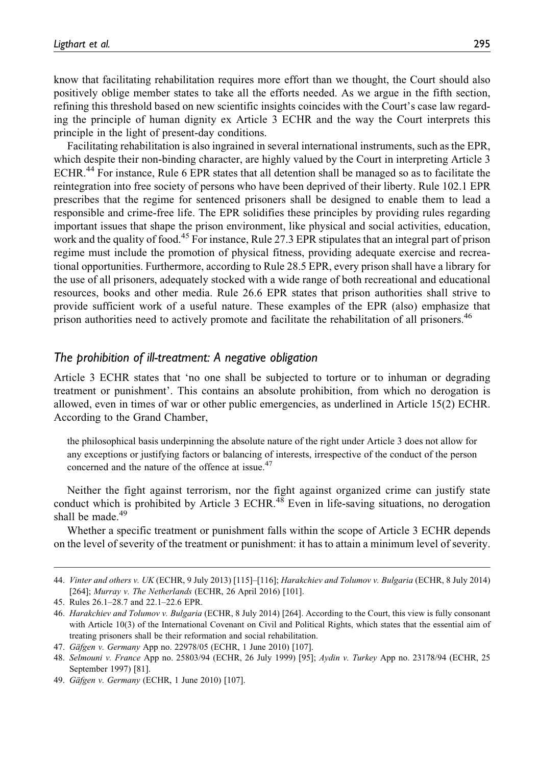know that facilitating rehabilitation requires more effort than we thought, the Court should also positively oblige member states to take all the efforts needed. As we argue in the fifth section, refining this threshold based on new scientific insights coincides with the Court's case law regarding the principle of human dignity ex Article 3 ECHR and the way the Court interprets this principle in the light of present-day conditions.

Facilitating rehabilitation is also ingrained in several international instruments, such as the EPR, which despite their non-binding character, are highly valued by the Court in interpreting Article 3 ECHR.[44] For instance, Rule 6 EPR states that all detention shall be managed so as to facilitate the reintegration into free society of persons who have been deprived of their liberty. Rule 102.1 EPR prescribes that the regime for sentenced prisoners shall be designed to enable them to lead a responsible and crime-free life. The EPR solidifies these principles by providing rules regarding important issues that shape the prison environment, like physical and social activities, education, work and the quality of food.[45] For instance, Rule 27.3 EPR stipulates that an integral part of prison regime must include the promotion of physical fitness, providing adequate exercise and recreational opportunities. Furthermore, according to Rule 28.5 EPR, every prison shall have a library for the use of all prisoners, adequately stocked with a wide range of both recreational and educational resources, books and other media. Rule 26.6 EPR states that prison authorities shall strive to provide sufficient work of a useful nature. These examples of the EPR (also) emphasize that prison authorities need to actively promote and facilitate the rehabilitation of all prisoners.[46]

## *The prohibition of ill-treatment: A negative obligation*

Article 3 ECHR states that 'no one shall be subjected to torture or to inhuman or degrading treatment or punishment'. This contains an absolute prohibition, from which no derogation is allowed, even in times of war or other public emergencies, as underlined in Article 15(2) ECHR. According to the Grand Chamber,

> the philosophical basis underpinning the absolute nature of the right under Article 3 does not allow for any exceptions or justifying factors or balancing of interests, irrespective of the conduct of the person concerned and the nature of the offence at issue.[47]

Neither the fight against terrorism, nor the fight against organized crime can justify state conduct which is prohibited by Article 3 ECHR.[48] Even in life-saving situations, no derogation shall be made.[49]

Whether a specific treatment or punishment falls within the scope of Article 3 ECHR depends on the level of severity of the treatment or punishment: it has to attain a minimum level of severity.

---

44. *Vinter and others v. UK* (ECHR, 9 July 2013) [115]–[116]; *Harakchiev and Tolumov v. Bulgaria* (ECHR, 8 July 2014) [264]; *Murray v. The Netherlands* (ECHR, 26 April 2016) [101].
45. Rules 26.1–28.7 and 22.1–22.6 EPR.
46. *Harakchiev and Tolumov v. Bulgaria* (ECHR, 8 July 2014) [264]. According to the Court, this view is fully consonant with Article 10(3) of the International Covenant on Civil and Political Rights, which states that the essential aim of treating prisoners shall be their reformation and social rehabilitation.
47. *Gäfgen v. Germany* App no. 22978/05 (ECHR, 1 June 2010) [107].
48. *Selmouni v. France* App no. 25803/94 (ECHR, 26 July 1999) [95]; *Aydin v. Turkey* App no. 23178/94 (ECHR, 25 September 1997) [81].
49. *Gäfgen v. Germany* (ECHR, 1 June 2010) [107].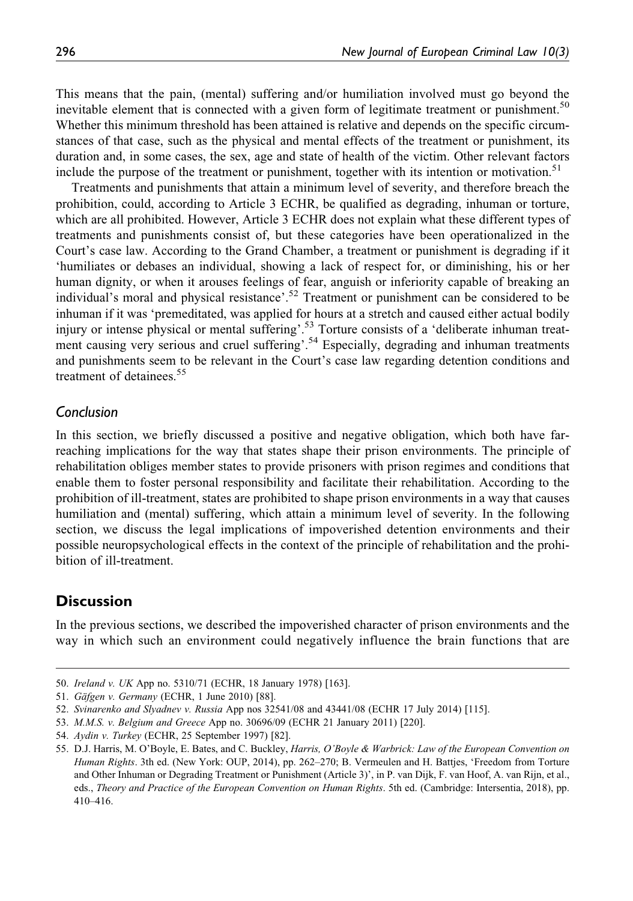This means that the pain, (mental) suffering and/or humiliation involved must go beyond the inevitable element that is connected with a given form of legitimate treatment or punishment.[50] Whether this minimum threshold has been attained is relative and depends on the specific circumstances of that case, such as the physical and mental effects of the treatment or punishment, its duration and, in some cases, the sex, age and state of health of the victim. Other relevant factors include the purpose of the treatment or punishment, together with its intention or motivation.[51]

Treatments and punishments that attain a minimum level of severity, and therefore breach the prohibition, could, according to Article 3 ECHR, be qualified as degrading, inhuman or torture, which are all prohibited. However, Article 3 ECHR does not explain what these different types of treatments and punishments consist of, but these categories have been operationalized in the Court's case law. According to the Grand Chamber, a treatment or punishment is degrading if it 'humiliates or debases an individual, showing a lack of respect for, or diminishing, his or her human dignity, or when it arouses feelings of fear, anguish or inferiority capable of breaking an individual's moral and physical resistance'.[52] Treatment or punishment can be considered to be inhuman if it was 'premeditated, was applied for hours at a stretch and caused either actual bodily injury or intense physical or mental suffering'.[53] Torture consists of a 'deliberate inhuman treatment causing very serious and cruel suffering'.[54] Especially, degrading and inhuman treatments and punishments seem to be relevant in the Court's case law regarding detention conditions and treatment of detainees.[55]

### *Conclusion*

In this section, we briefly discussed a positive and negative obligation, which both have far-reaching implications for the way that states shape their prison environments. The principle of rehabilitation obliges member states to provide prisoners with prison regimes and conditions that enable them to foster personal responsibility and facilitate their rehabilitation. According to the prohibition of ill-treatment, states are prohibited to shape prison environments in a way that causes humiliation and (mental) suffering, which attain a minimum level of severity. In the following section, we discuss the legal implications of impoverished detention environments and their possible neuropsychological effects in the context of the principle of rehabilitation and the prohibition of ill-treatment.

## Discussion

In the previous sections, we described the impoverished character of prison environments and the way in which such an environment could negatively influence the brain functions that are

---

50. *Ireland v. UK* App no. 5310/71 (ECHR, 18 January 1978) [163].

51. *Gäfgen v. Germany* (ECHR, 1 June 2010) [88].

52. *Svinarenko and Slyadnev v. Russia* App nos 32541/08 and 43441/08 (ECHR 17 July 2014) [115].

53. *M.M.S. v. Belgium and Greece* App no. 30696/09 (ECHR 21 January 2011) [220].

54. *Aydin v. Turkey* (ECHR, 25 September 1997) [82].

55. D.J. Harris, M. O'Boyle, E. Bates, and C. Buckley, *Harris, O'Boyle & Warbrick: Law of the European Convention on Human Rights*. 3th ed. (New York: OUP, 2014), pp. 262–270; B. Vermeulen and H. Battjes, 'Freedom from Torture and Other Inhuman or Degrading Treatment or Punishment (Article 3)', in P. van Dijk, F. van Hoof, A. van Rijn, et al., eds., *Theory and Practice of the European Convention on Human Rights*. 5th ed. (Cambridge: Intersentia, 2018), pp. 410–416.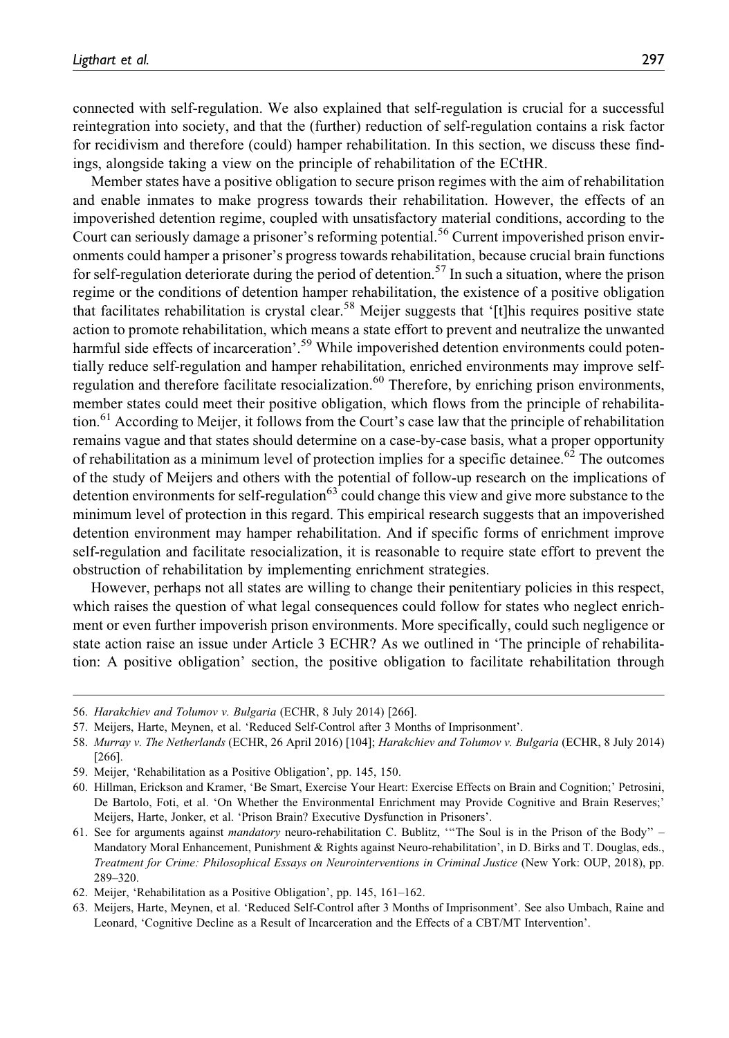connected with self-regulation. We also explained that self-regulation is crucial for a successful reintegration into society, and that the (further) reduction of self-regulation contains a risk factor for recidivism and therefore (could) hamper rehabilitation. In this section, we discuss these findings, alongside taking a view on the principle of rehabilitation of the ECtHR.

Member states have a positive obligation to secure prison regimes with the aim of rehabilitation and enable inmates to make progress towards their rehabilitation. However, the effects of an impoverished detention regime, coupled with unsatisfactory material conditions, according to the Court can seriously damage a prisoner's reforming potential.[56] Current impoverished prison environments could hamper a prisoner's progress towards rehabilitation, because crucial brain functions for self-regulation deteriorate during the period of detention.[57] In such a situation, where the prison regime or the conditions of detention hamper rehabilitation, the existence of a positive obligation that facilitates rehabilitation is crystal clear.[58] Meijer suggests that '[t]his requires positive state action to promote rehabilitation, which means a state effort to prevent and neutralize the unwanted harmful side effects of incarceration'.[59] While impoverished detention environments could potentially reduce self-regulation and hamper rehabilitation, enriched environments may improve self-regulation and therefore facilitate resocialization.[60] Therefore, by enriching prison environments, member states could meet their positive obligation, which flows from the principle of rehabilitation.[61] According to Meijer, it follows from the Court's case law that the principle of rehabilitation remains vague and that states should determine on a case-by-case basis, what a proper opportunity of rehabilitation as a minimum level of protection implies for a specific detainee.[62] The outcomes of the study of Meijers and others with the potential of follow-up research on the implications of detention environments for self-regulation[63] could change this view and give more substance to the minimum level of protection in this regard. This empirical research suggests that an impoverished detention environment may hamper rehabilitation. And if specific forms of enrichment improve self-regulation and facilitate resocialization, it is reasonable to require state effort to prevent the obstruction of rehabilitation by implementing enrichment strategies.

However, perhaps not all states are willing to change their penitentiary policies in this respect, which raises the question of what legal consequences could follow for states who neglect enrichment or even further impoverish prison environments. More specifically, could such negligence or state action raise an issue under Article 3 ECHR? As we outlined in 'The principle of rehabilitation: A positive obligation' section, the positive obligation to facilitate rehabilitation through

---

56. *Harakchiev and Tolumov v. Bulgaria* (ECHR, 8 July 2014) [266].

57. Meijers, Harte, Meynen, et al. 'Reduced Self-Control after 3 Months of Imprisonment'.

58. *Murray v. The Netherlands* (ECHR, 26 April 2016) [104]; *Harakchiev and Tolumov v. Bulgaria* (ECHR, 8 July 2014) [266].

59. Meijer, 'Rehabilitation as a Positive Obligation', pp. 145, 150.

60. Hillman, Erickson and Kramer, 'Be Smart, Exercise Your Heart: Exercise Effects on Brain and Cognition;' Petrosini, De Bartolo, Foti, et al. 'On Whether the Environmental Enrichment may Provide Cognitive and Brain Reserves;' Meijers, Harte, Jonker, et al. 'Prison Brain? Executive Dysfunction in Prisoners'.

61. See for arguments against *mandatory* neuro-rehabilitation C. Bublitz, '"The Soul is in the Prison of the Body" – Mandatory Moral Enhancement, Punishment & Rights against Neuro-rehabilitation', in D. Birks and T. Douglas, eds., *Treatment for Crime: Philosophical Essays on Neurointerventions in Criminal Justice* (New York: OUP, 2018), pp. 289–320.

62. Meijer, 'Rehabilitation as a Positive Obligation', pp. 145, 161–162.

63. Meijers, Harte, Meynen, et al. 'Reduced Self-Control after 3 Months of Imprisonment'. See also Umbach, Raine and Leonard, 'Cognitive Decline as a Result of Incarceration and the Effects of a CBT/MT Intervention'.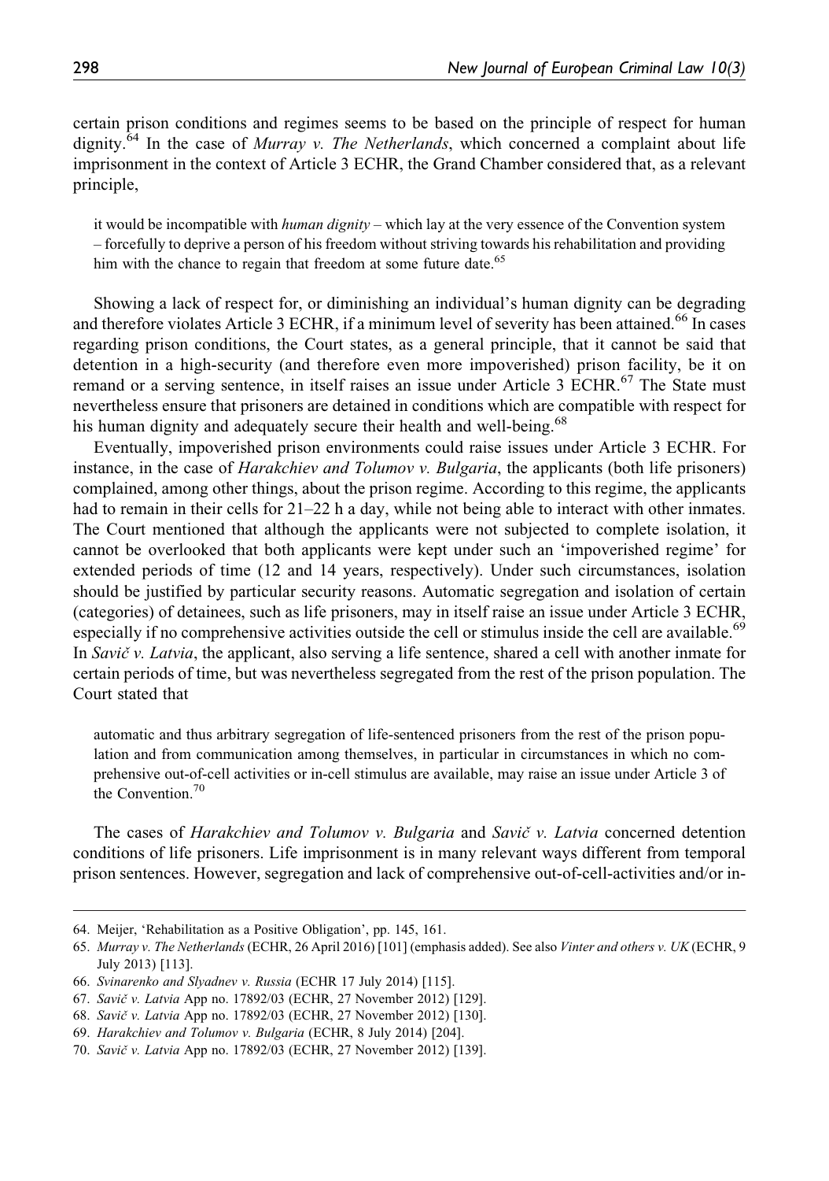certain prison conditions and regimes seems to be based on the principle of respect for human dignity.[64] In the case of *Murray v. The Netherlands*, which concerned a complaint about life imprisonment in the context of Article 3 ECHR, the Grand Chamber considered that, as a relevant principle,

> it would be incompatible with *human dignity* – which lay at the very essence of the Convention system – forcefully to deprive a person of his freedom without striving towards his rehabilitation and providing him with the chance to regain that freedom at some future date.[65]

Showing a lack of respect for, or diminishing an individual's human dignity can be degrading and therefore violates Article 3 ECHR, if a minimum level of severity has been attained.[66] In cases regarding prison conditions, the Court states, as a general principle, that it cannot be said that detention in a high-security (and therefore even more impoverished) prison facility, be it on remand or a serving sentence, in itself raises an issue under Article 3 ECHR.[67] The State must nevertheless ensure that prisoners are detained in conditions which are compatible with respect for his human dignity and adequately secure their health and well-being.[68]

Eventually, impoverished prison environments could raise issues under Article 3 ECHR. For instance, in the case of *Harakchiev and Tolumov v. Bulgaria*, the applicants (both life prisoners) complained, among other things, about the prison regime. According to this regime, the applicants had to remain in their cells for 21–22 h a day, while not being able to interact with other inmates. The Court mentioned that although the applicants were not subjected to complete isolation, it cannot be overlooked that both applicants were kept under such an 'impoverished regime' for extended periods of time (12 and 14 years, respectively). Under such circumstances, isolation should be justified by particular security reasons. Automatic segregation and isolation of certain (categories) of detainees, such as life prisoners, may in itself raise an issue under Article 3 ECHR, especially if no comprehensive activities outside the cell or stimulus inside the cell are available.[69] In *Savič v. Latvia*, the applicant, also serving a life sentence, shared a cell with another inmate for certain periods of time, but was nevertheless segregated from the rest of the prison population. The Court stated that

> automatic and thus arbitrary segregation of life-sentenced prisoners from the rest of the prison population and from communication among themselves, in particular in circumstances in which no comprehensive out-of-cell activities or in-cell stimulus are available, may raise an issue under Article 3 of the Convention.[70]

The cases of *Harakchiev and Tolumov v. Bulgaria* and *Savič v. Latvia* concerned detention conditions of life prisoners. Life imprisonment is in many relevant ways different from temporal prison sentences. However, segregation and lack of comprehensive out-of-cell-activities and/or in-

---

64. Meijer, 'Rehabilitation as a Positive Obligation', pp. 145, 161.
65. *Murray v. The Netherlands* (ECHR, 26 April 2016) [101] (emphasis added). See also *Vinter and others v. UK* (ECHR, 9 July 2013) [113].
66. *Svinarenko and Slyadnev v. Russia* (ECHR 17 July 2014) [115].
67. *Savič v. Latvia* App no. 17892/03 (ECHR, 27 November 2012) [129].
68. *Savič v. Latvia* App no. 17892/03 (ECHR, 27 November 2012) [130].
69. *Harakchiev and Tolumov v. Bulgaria* (ECHR, 8 July 2014) [204].
70. *Savič v. Latvia* App no. 17892/03 (ECHR, 27 November 2012) [139].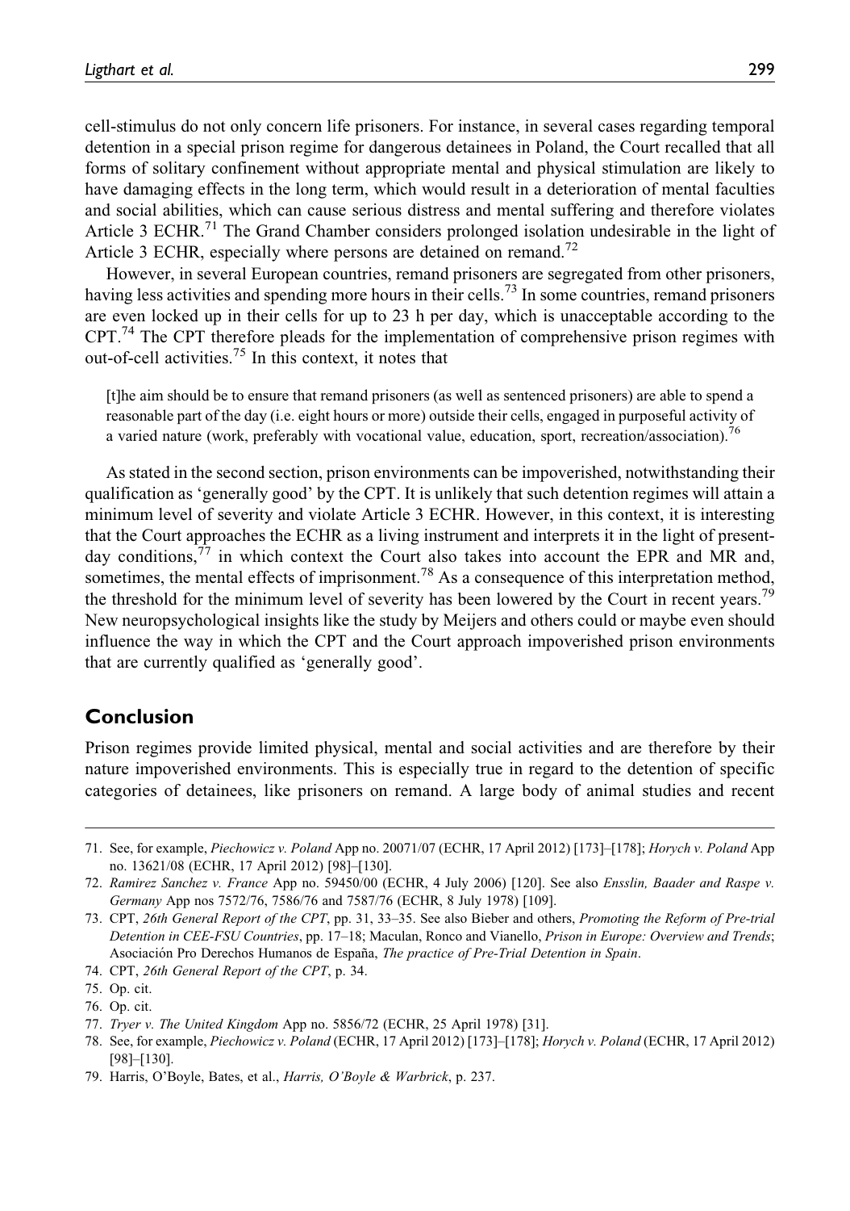cell-stimulus do not only concern life prisoners. For instance, in several cases regarding temporal detention in a special prison regime for dangerous detainees in Poland, the Court recalled that all forms of solitary confinement without appropriate mental and physical stimulation are likely to have damaging effects in the long term, which would result in a deterioration of mental faculties and social abilities, which can cause serious distress and mental suffering and therefore violates Article 3 ECHR.[71] The Grand Chamber considers prolonged isolation undesirable in the light of Article 3 ECHR, especially where persons are detained on remand.[72]

However, in several European countries, remand prisoners are segregated from other prisoners, having less activities and spending more hours in their cells.[73] In some countries, remand prisoners are even locked up in their cells for up to 23 h per day, which is unacceptable according to the CPT.[74] The CPT therefore pleads for the implementation of comprehensive prison regimes with out-of-cell activities.[75] In this context, it notes that

> [t]he aim should be to ensure that remand prisoners (as well as sentenced prisoners) are able to spend a reasonable part of the day (i.e. eight hours or more) outside their cells, engaged in purposeful activity of a varied nature (work, preferably with vocational value, education, sport, recreation/association).[76]

As stated in the second section, prison environments can be impoverished, notwithstanding their qualification as 'generally good' by the CPT. It is unlikely that such detention regimes will attain a minimum level of severity and violate Article 3 ECHR. However, in this context, it is interesting that the Court approaches the ECHR as a living instrument and interprets it in the light of present-day conditions,[77] in which context the Court also takes into account the EPR and MR and, sometimes, the mental effects of imprisonment.[78] As a consequence of this interpretation method, the threshold for the minimum level of severity has been lowered by the Court in recent years.[79] New neuropsychological insights like the study by Meijers and others could or maybe even should influence the way in which the CPT and the Court approach impoverished prison environments that are currently qualified as 'generally good'.

## Conclusion

Prison regimes provide limited physical, mental and social activities and are therefore by their nature impoverished environments. This is especially true in regard to the detention of specific categories of detainees, like prisoners on remand. A large body of animal studies and recent

---

71. See, for example, *Piechowicz v. Poland* App no. 20071/07 (ECHR, 17 April 2012) [173]–[178]; *Horych v. Poland* App no. 13621/08 (ECHR, 17 April 2012) [98]–[130].
72. *Ramirez Sanchez v. France* App no. 59450/00 (ECHR, 4 July 2006) [120]. See also *Ensslin, Baader and Raspe v. Germany* App nos 7572/76, 7586/76 and 7587/76 (ECHR, 8 July 1978) [109].
73. CPT, *26th General Report of the CPT*, pp. 31, 33–35. See also Bieber and others, *Promoting the Reform of Pre-trial Detention in CEE-FSU Countries*, pp. 17–18; Maculan, Ronco and Vianello, *Prison in Europe: Overview and Trends*; Asociación Pro Derechos Humanos de España, *The practice of Pre-Trial Detention in Spain*.
74. CPT, *26th General Report of the CPT*, p. 34.
75. Op. cit.
76. Op. cit.
77. *Tryer v. The United Kingdom* App no. 5856/72 (ECHR, 25 April 1978) [31].
78. See, for example, *Piechowicz v. Poland* (ECHR, 17 April 2012) [173]–[178]; *Horych v. Poland* (ECHR, 17 April 2012) [98]–[130].
79. Harris, O'Boyle, Bates, et al., *Harris, O'Boyle & Warbrick*, p. 237.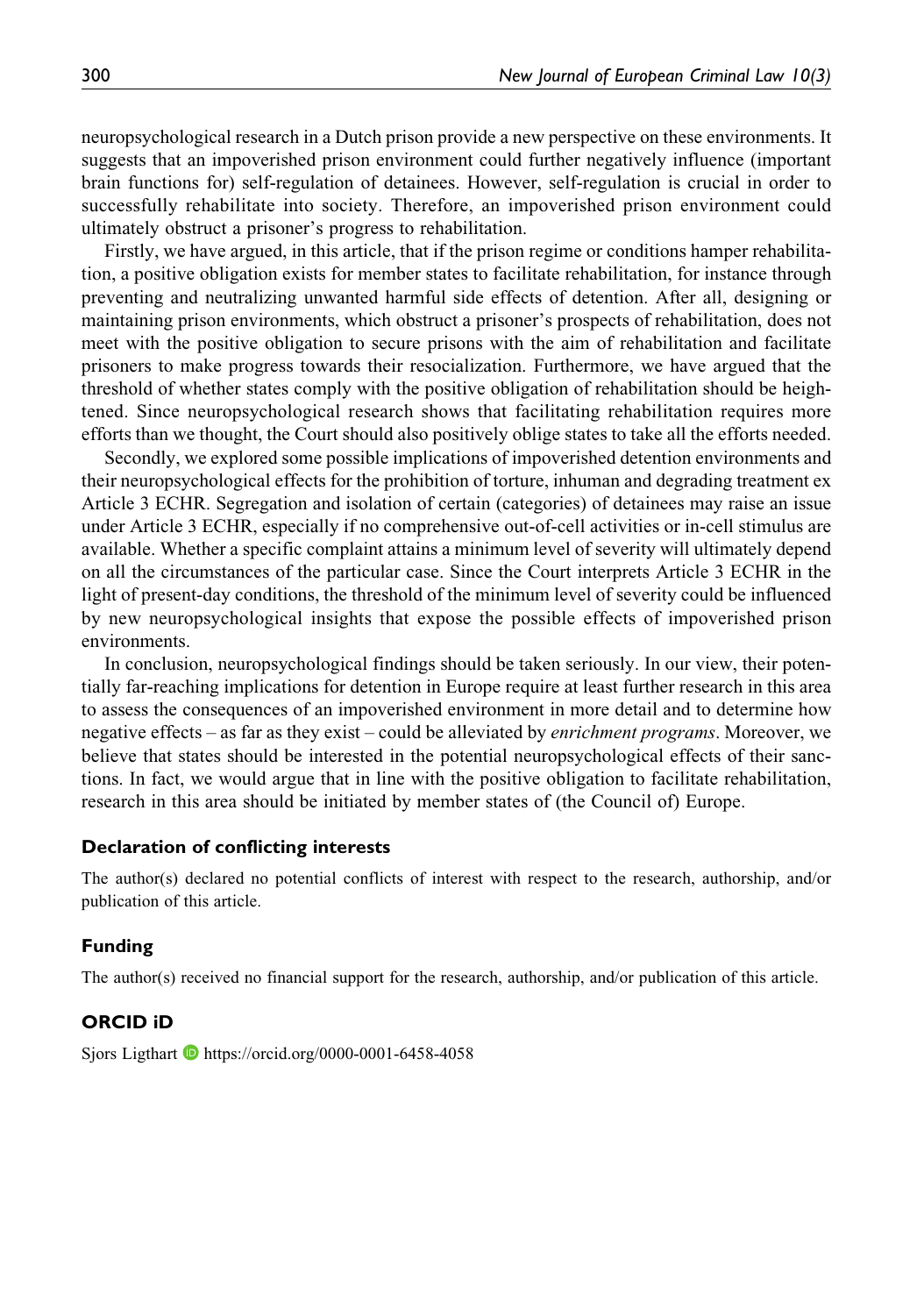neuropsychological research in a Dutch prison provide a new perspective on these environments. It suggests that an impoverished prison environment could further negatively influence (important brain functions for) self-regulation of detainees. However, self-regulation is crucial in order to successfully rehabilitate into society. Therefore, an impoverished prison environment could ultimately obstruct a prisoner's progress to rehabilitation.

Firstly, we have argued, in this article, that if the prison regime or conditions hamper rehabilitation, a positive obligation exists for member states to facilitate rehabilitation, for instance through preventing and neutralizing unwanted harmful side effects of detention. After all, designing or maintaining prison environments, which obstruct a prisoner's prospects of rehabilitation, does not meet with the positive obligation to secure prisons with the aim of rehabilitation and facilitate prisoners to make progress towards their resocialization. Furthermore, we have argued that the threshold of whether states comply with the positive obligation of rehabilitation should be heightened. Since neuropsychological research shows that facilitating rehabilitation requires more efforts than we thought, the Court should also positively oblige states to take all the efforts needed.

Secondly, we explored some possible implications of impoverished detention environments and their neuropsychological effects for the prohibition of torture, inhuman and degrading treatment ex Article 3 ECHR. Segregation and isolation of certain (categories) of detainees may raise an issue under Article 3 ECHR, especially if no comprehensive out-of-cell activities or in-cell stimulus are available. Whether a specific complaint attains a minimum level of severity will ultimately depend on all the circumstances of the particular case. Since the Court interprets Article 3 ECHR in the light of present-day conditions, the threshold of the minimum level of severity could be influenced by new neuropsychological insights that expose the possible effects of impoverished prison environments.

In conclusion, neuropsychological findings should be taken seriously. In our view, their potentially far-reaching implications for detention in Europe require at least further research in this area to assess the consequences of an impoverished environment in more detail and to determine how negative effects – as far as they exist – could be alleviated by *enrichment programs*. Moreover, we believe that states should be interested in the potential neuropsychological effects of their sanctions. In fact, we would argue that in line with the positive obligation to facilitate rehabilitation, research in this area should be initiated by member states of (the Council of) Europe.

### Declaration of conflicting interests

The author(s) declared no potential conflicts of interest with respect to the research, authorship, and/or publication of this article.

### Funding

The author(s) received no financial support for the research, authorship, and/or publication of this article.

### ORCID iD

Sjors Ligthart https://orcid.org/0000-0001-6458-4058